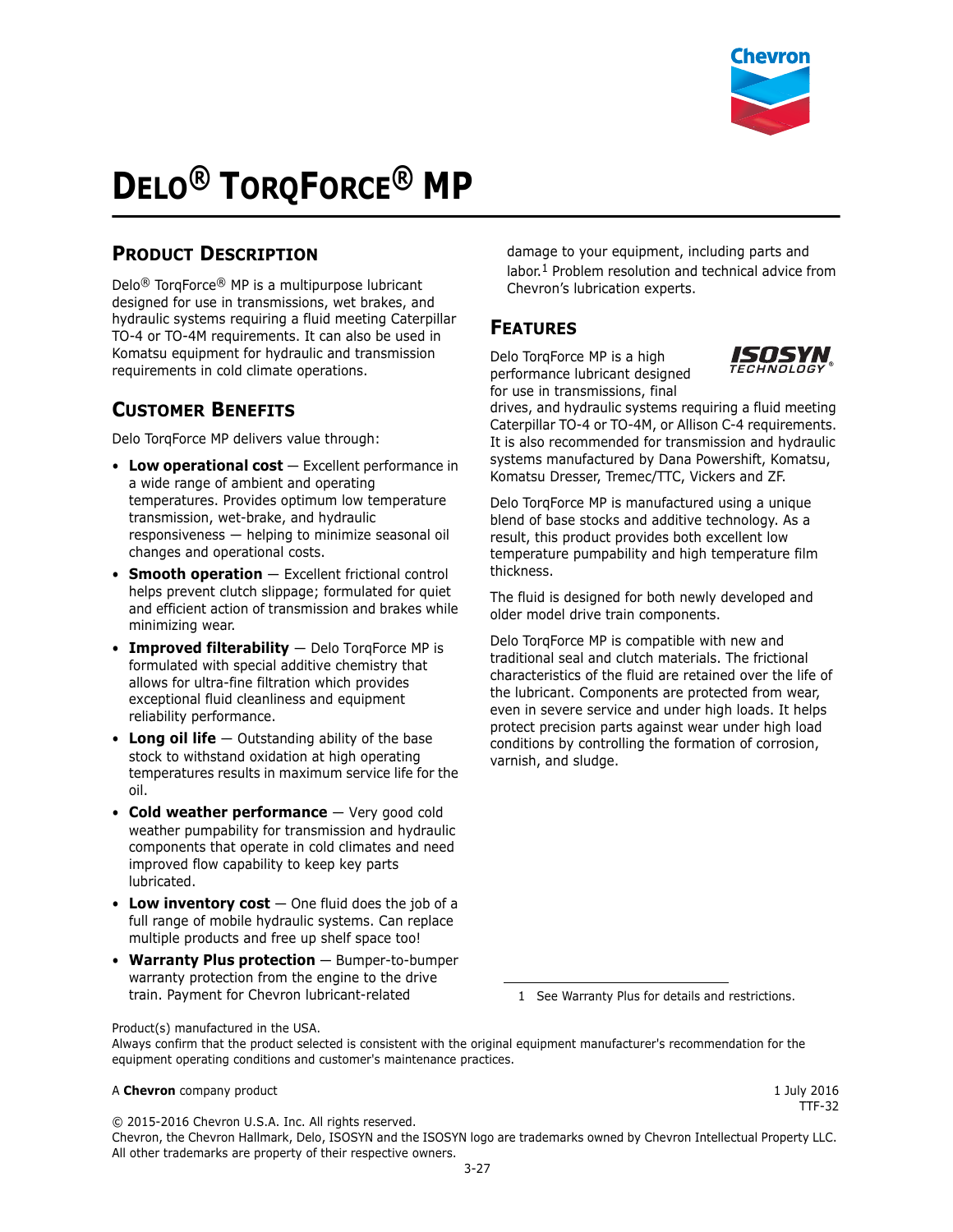# Delo® TorqForce® MP

## Product Description

Delo® TorqForce® MP is a multipurpose lubricant designed for use in transmissions, wet brakes, and hydraulic systems requiring a fluid meeting Caterpillar TO-4 or TO-4M requirements. It can also be used in Komatsu equipment for hydraulic and transmission requirements in cold climate operations.

## Customer Benefits

Delo TorqForce MP delivers value through:

- **Low operational cost** — Excellent performance in a wide range of ambient and operating temperatures. Provides optimum low temperature transmission, wet-brake, and hydraulic responsiveness — helping to minimize seasonal oil changes and operational costs.
- **Smooth operation** — Excellent frictional control helps prevent clutch slippage; formulated for quiet and efficient action of transmission and brakes while minimizing wear.
- **Improved filterability** — Delo TorqForce MP is formulated with special additive chemistry that allows for ultra-fine filtration which provides exceptional fluid cleanliness and equipment reliability performance.
- **Long oil life** — Outstanding ability of the base stock to withstand oxidation at high operating temperatures results in maximum service life for the oil.
- **Cold weather performance** — Very good cold weather pumpability for transmission and hydraulic components that operate in cold climates and need improved flow capability to keep key parts lubricated.
- **Low inventory cost** — One fluid does the job of a full range of mobile hydraulic systems. Can replace multiple products and free up shelf space too!
- **Warranty Plus protection** — Bumper-to-bumper warranty protection from the engine to the drive train. Payment for Chevron lubricant-related damage to your equipment, including parts and labor.[1] Problem resolution and technical advice from Chevron's lubrication experts.

## Features

Delo TorqForce MP is a high performance lubricant designed for use in transmissions, final drives, and hydraulic systems requiring a fluid meeting Caterpillar TO-4 or TO-4M, or Allison C-4 requirements. It is also recommended for transmission and hydraulic systems manufactured by Dana Powershift, Komatsu, Komatsu Dresser, Tremec/TTC, Vickers and ZF.

Delo TorqForce MP is manufactured using a unique blend of base stocks and additive technology. As a result, this product provides both excellent low temperature pumpability and high temperature film thickness.

The fluid is designed for both newly developed and older model drive train components.

Delo TorqForce MP is compatible with new and traditional seal and clutch materials. The frictional characteristics of the fluid are retained over the life of the lubricant. Components are protected from wear, even in severe service and under high loads. It helps protect precision parts against wear under high load conditions by controlling the formation of corrosion, varnish, and sludge.

1 See Warranty Plus for details and restrictions.

Product(s) manufactured in the USA.
Always confirm that the product selected is consistent with the original equipment manufacturer's recommendation for the equipment operating conditions and customer's maintenance practices.

A **Chevron** company product

1 July 2016
TTF-32

© 2015-2016 Chevron U.S.A. Inc. All rights reserved.
Chevron, the Chevron Hallmark, Delo, ISOSYN and the ISOSYN logo are trademarks owned by Chevron Intellectual Property LLC. All other trademarks are property of their respective owners.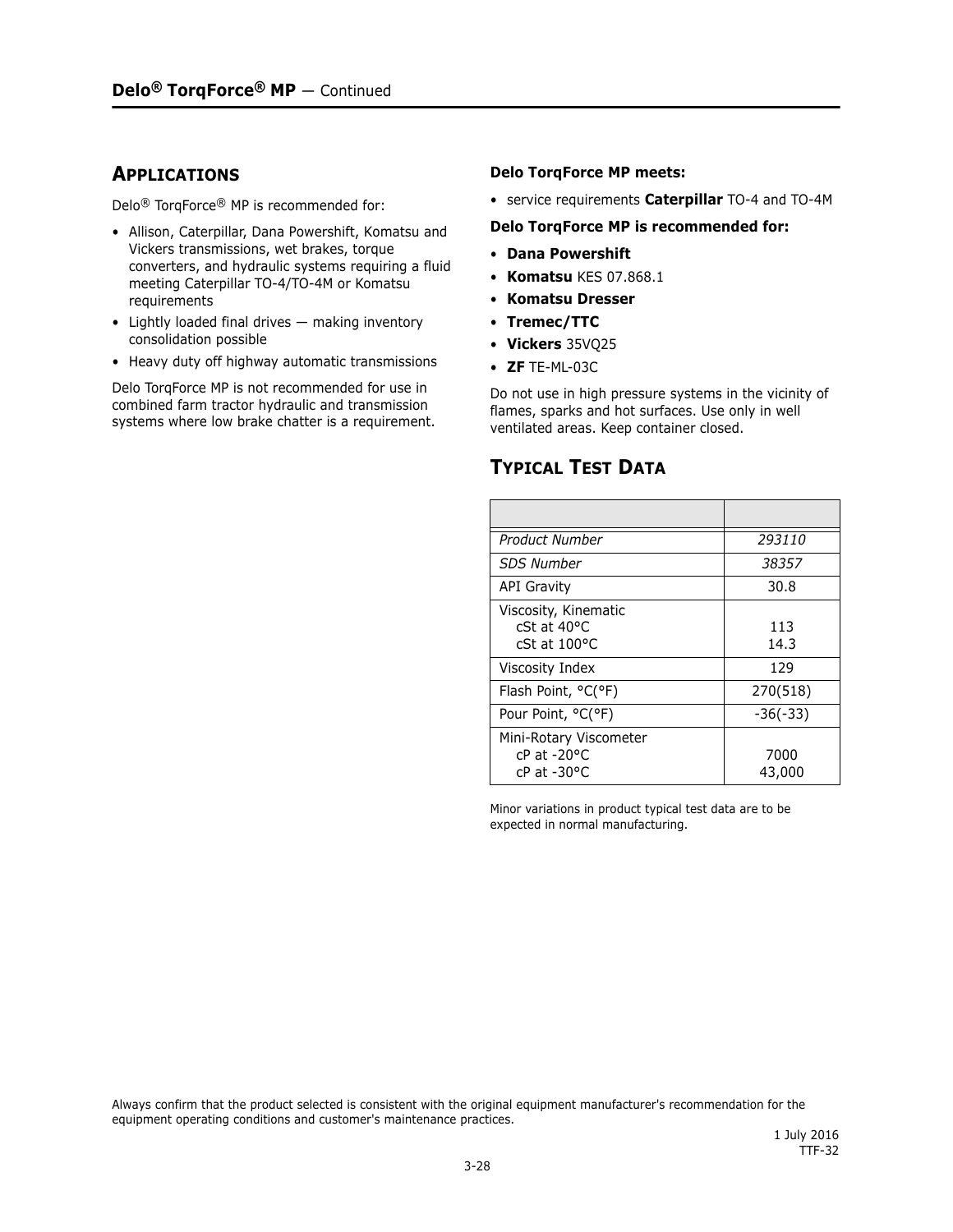## Applications

Delo® TorqForce® MP is recommended for:

- Allison, Caterpillar, Dana Powershift, Komatsu and Vickers transmissions, wet brakes, torque converters, and hydraulic systems requiring a fluid meeting Caterpillar TO-4/TO-4M or Komatsu requirements
- Lightly loaded final drives — making inventory consolidation possible
- Heavy duty off highway automatic transmissions

Delo TorqForce MP is not recommended for use in combined farm tractor hydraulic and transmission systems where low brake chatter is a requirement.

**Delo TorqForce MP meets:**

- service requirements **Caterpillar** TO-4 and TO-4M

**Delo TorqForce MP is recommended for:**

- **Dana Powershift**
- **Komatsu** KES 07.868.1
- **Komatsu Dresser**
- **Tremec/TTC**
- **Vickers** 35VQ25
- **ZF** TE-ML-03C

Do not use in high pressure systems in the vicinity of flames, sparks and hot surfaces. Use only in well ventilated areas. Keep container closed.

## Typical Test Data

| | |
|---|---|
| *Product Number* | *293110* |
| *SDS Number* | *38357* |
| API Gravity | 30.8 |
| Viscosity, Kinematic<br>cSt at 40°C<br>cSt at 100°C | <br>113<br>14.3 |
| Viscosity Index | 129 |
| Flash Point, °C(°F) | 270(518) |
| Pour Point, °C(°F) | -36(-33) |
| Mini-Rotary Viscometer<br>cP at -20°C<br>cP at -30°C | <br>7000<br>43,000 |

Minor variations in product typical test data are to be expected in normal manufacturing.

Always confirm that the product selected is consistent with the original equipment manufacturer's recommendation for the equipment operating conditions and customer's maintenance practices.

1 July 2016
TTF-32